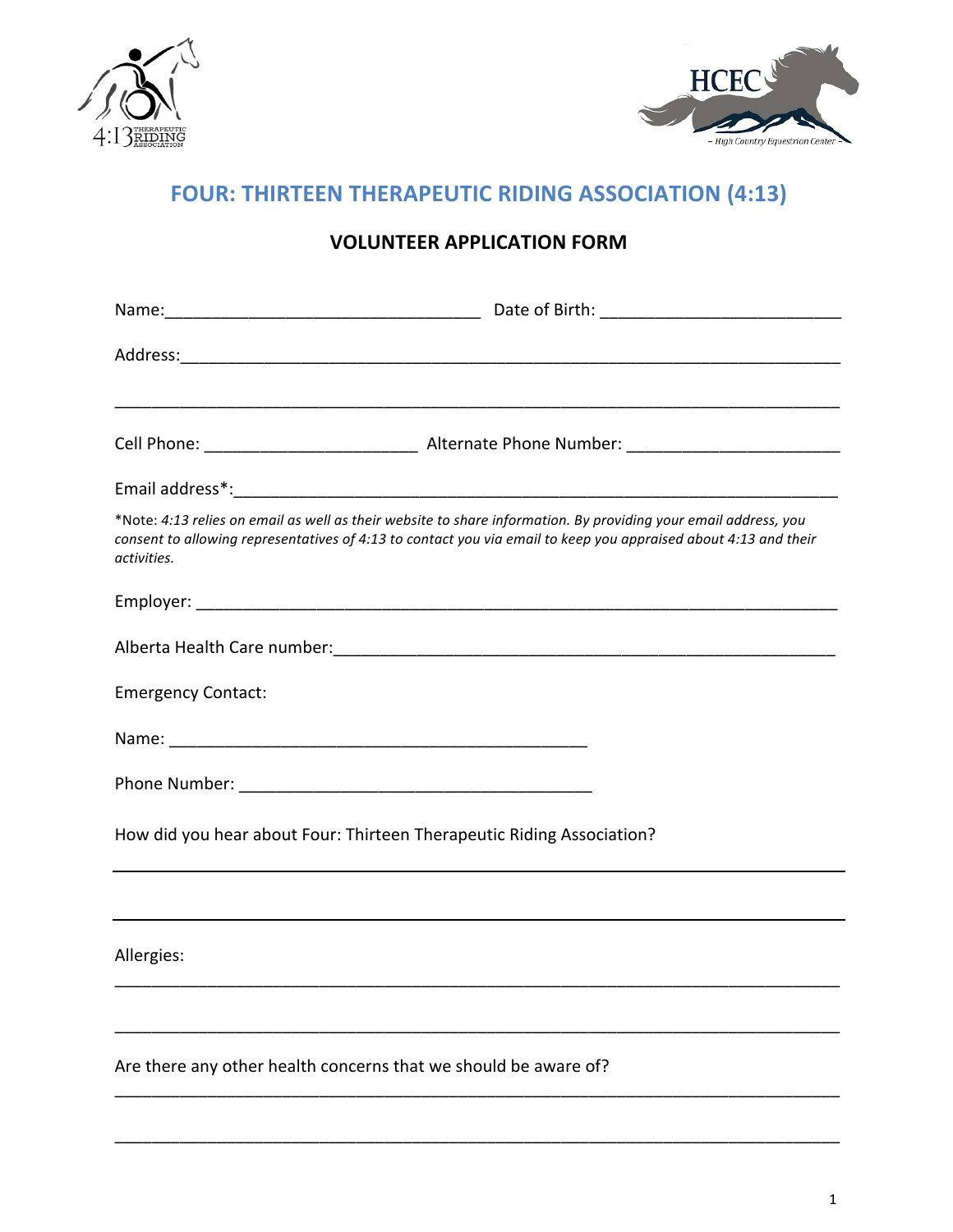# FOUR: THIRTEEN THERAPEUTIC RIDING ASSOCIATION (4:13)

## VOLUNTEER APPLICATION FORM

Name:_________________________________ Date of Birth: _________________________

Address:___________________________________________________________________

_________________________________________________________________________

Cell Phone: ______________________ Alternate Phone Number: ______________________

Email address*:______________________________________________________________

*Note: *4:13 relies on email as well as their website to share information. By providing your email address, you consent to allowing representatives of 4:13 to contact you via email to keep you appraised about 4:13 and their activities.*

Employer: __________________________________________________________________

Alberta Health Care number:___________________________________________________

Emergency Contact:

Name: _____________________________________________

Phone Number: _____________________________________

How did you hear about Four: Thirteen Therapeutic Riding Association?

_________________________________________________________________________

_________________________________________________________________________

Allergies:

_________________________________________________________________________

_________________________________________________________________________

Are there any other health concerns that we should be aware of?

_________________________________________________________________________

_________________________________________________________________________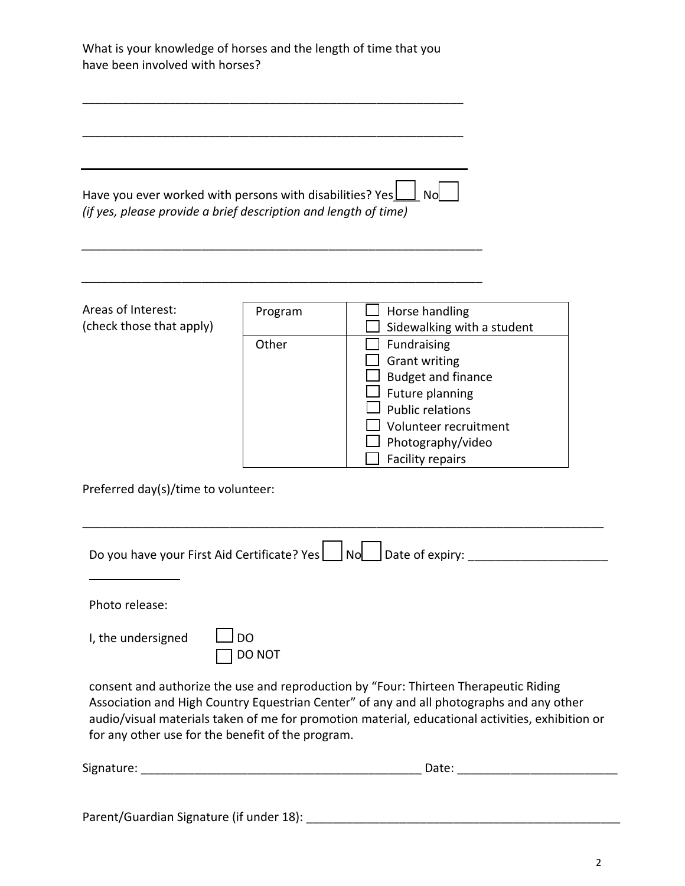What is your knowledge of horses and the length of time that you have been involved with horses?

_______________________________________________________

_______________________________________________________

_______________________________________________________

Have you ever worked with persons with disabilities? Yes ☐ No ☐
*(if yes, please provide a brief description and length of time)*

_______________________________________________________

_______________________________________________________

Areas of Interest:
(check those that apply)

| | |
|---|---|
| Program | ☐ Horse handling<br>☐ Sidewalking with a student |
| Other | ☐ Fundraising<br>☐ Grant writing<br>☐ Budget and finance<br>☐ Future planning<br>☐ Public relations<br>☐ Volunteer recruitment<br>☐ Photography/video<br>☐ Facility repairs |

Preferred day(s)/time to volunteer:

_______________________________________________________

Do you have your First Aid Certificate? Yes ☐ No ☐ Date of expiry: ____________________

Photo release:

I, the undersigned ☐ DO
☐ DO NOT

consent and authorize the use and reproduction by "Four: Thirteen Therapeutic Riding Association and High Country Equestrian Center" of any and all photographs and any other audio/visual materials taken of me for promotion material, educational activities, exhibition or for any other use for the benefit of the program.

Signature: ________________________________________ Date: ______________________

Parent/Guardian Signature (if under 18): ____________________________________________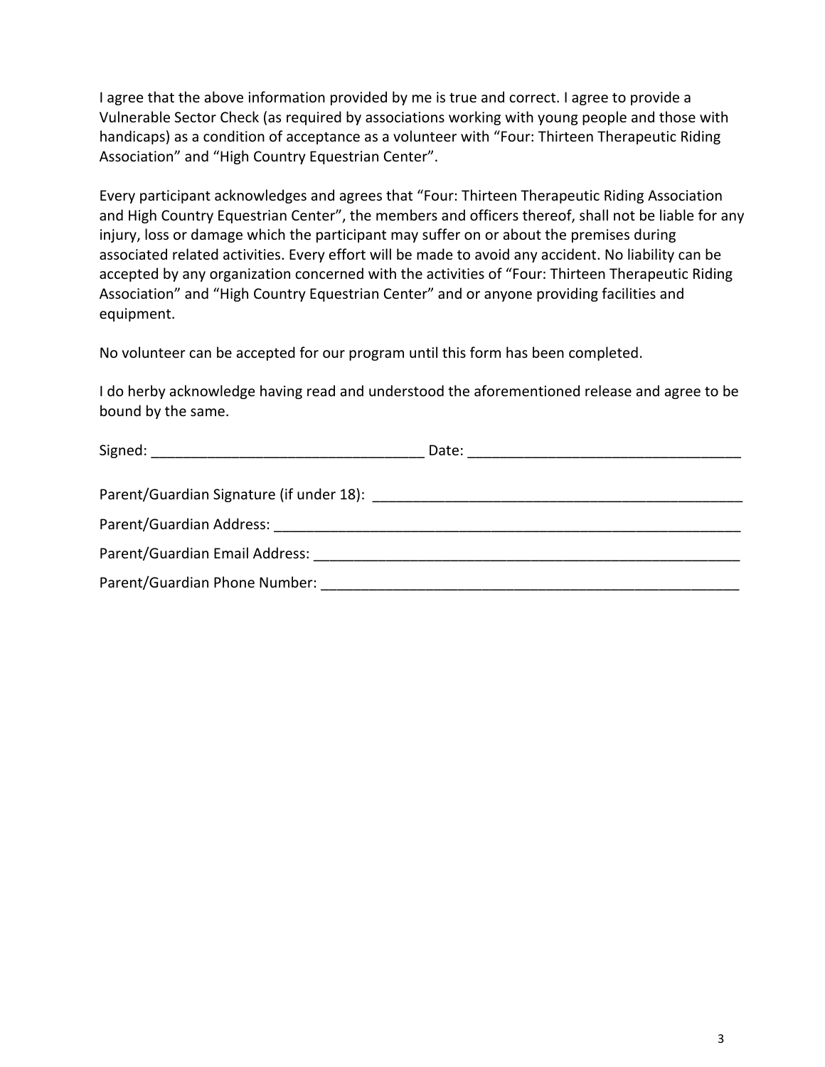I agree that the above information provided by me is true and correct. I agree to provide a Vulnerable Sector Check (as required by associations working with young people and those with handicaps) as a condition of acceptance as a volunteer with “Four: Thirteen Therapeutic Riding Association” and “High Country Equestrian Center”.

Every participant acknowledges and agrees that “Four: Thirteen Therapeutic Riding Association and High Country Equestrian Center”, the members and officers thereof, shall not be liable for any injury, loss or damage which the participant may suffer on or about the premises during associated related activities. Every effort will be made to avoid any accident. No liability can be accepted by any organization concerned with the activities of “Four: Thirteen Therapeutic Riding Association” and “High Country Equestrian Center” and or anyone providing facilities and equipment.

No volunteer can be accepted for our program until this form has been completed.

I do herby acknowledge having read and understood the aforementioned release and agree to be bound by the same.

Signed: __________________________________ Date: __________________________________

Parent/Guardian Signature (if under 18): ______________________________________________

Parent/Guardian Address: ____________________________________________________________

Parent/Guardian Email Address: ______________________________________________________

Parent/Guardian Phone Number: ______________________________________________________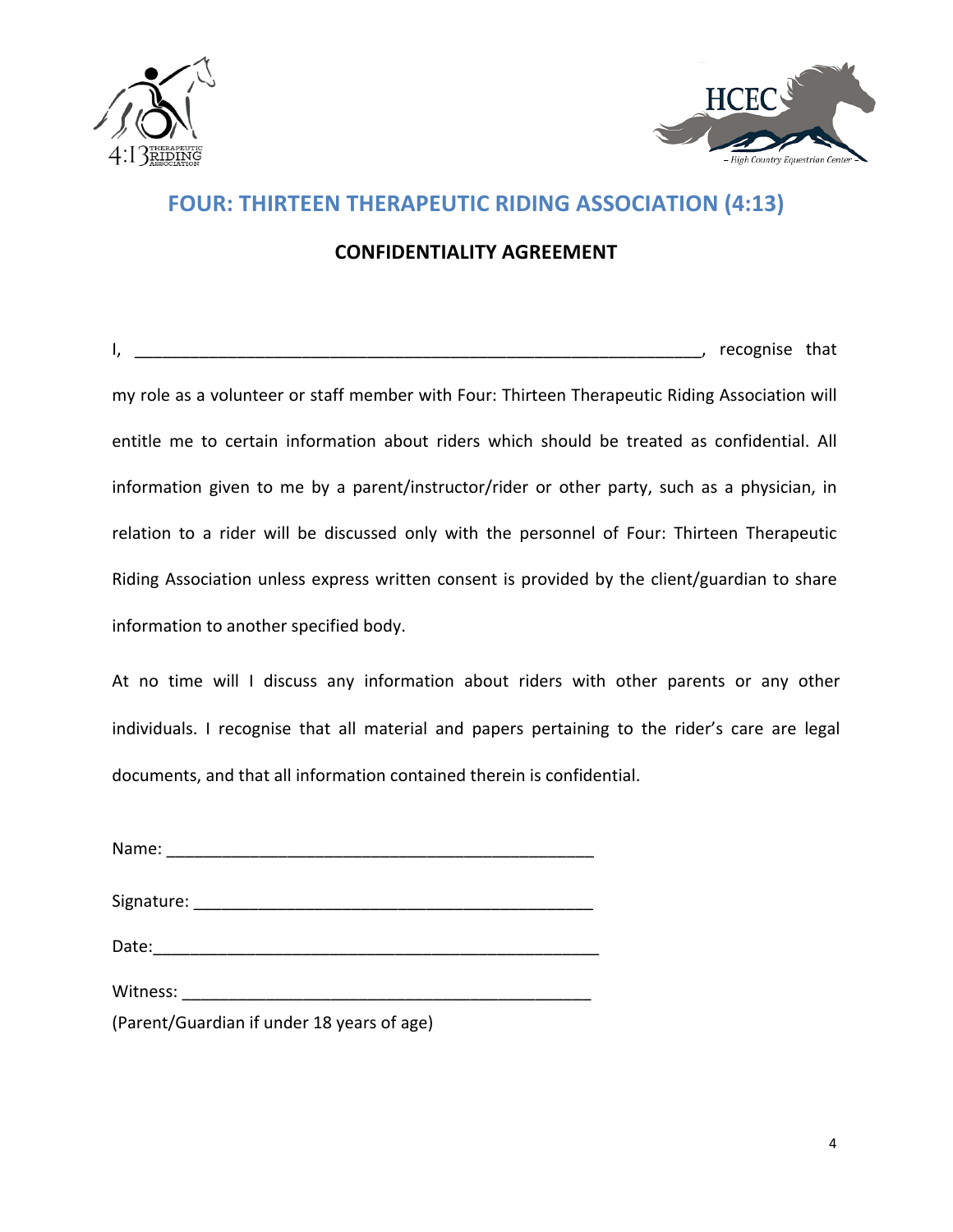# FOUR: THIRTEEN THERAPEUTIC RIDING ASSOCIATION (4:13)

## CONFIDENTIALITY AGREEMENT

I, ______________________________________________________________, recognise that my role as a volunteer or staff member with Four: Thirteen Therapeutic Riding Association will entitle me to certain information about riders which should be treated as confidential. All information given to me by a parent/instructor/rider or other party, such as a physician, in relation to a rider will be discussed only with the personnel of Four: Thirteen Therapeutic Riding Association unless express written consent is provided by the client/guardian to share information to another specified body.

At no time will I discuss any information about riders with other parents or any other individuals. I recognise that all material and papers pertaining to the rider's care are legal documents, and that all information contained therein is confidential.

Name: _______________________________________________

Signature: ____________________________________________

Date:_________________________________________________

Witness: _____________________________________________
(Parent/Guardian if under 18 years of age)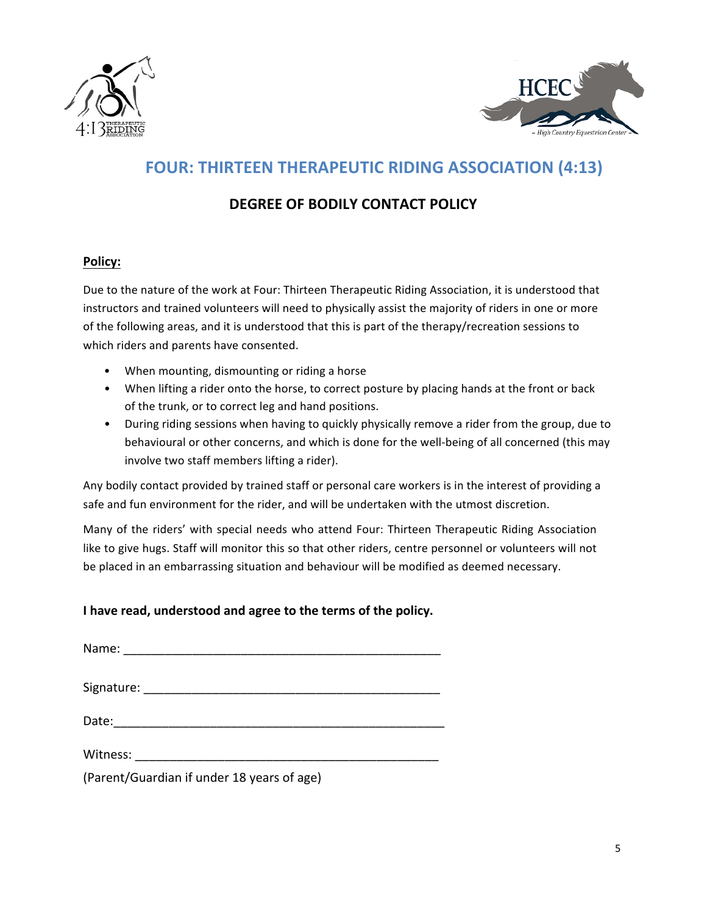# FOUR: THIRTEEN THERAPEUTIC RIDING ASSOCIATION (4:13)

## DEGREE OF BODILY CONTACT POLICY

**Policy:**

Due to the nature of the work at Four: Thirteen Therapeutic Riding Association, it is understood that instructors and trained volunteers will need to physically assist the majority of riders in one or more of the following areas, and it is understood that this is part of the therapy/recreation sessions to which riders and parents have consented.

- When mounting, dismounting or riding a horse
- When lifting a rider onto the horse, to correct posture by placing hands at the front or back of the trunk, or to correct leg and hand positions.
- During riding sessions when having to quickly physically remove a rider from the group, due to behavioural or other concerns, and which is done for the well-being of all concerned (this may involve two staff members lifting a rider).

Any bodily contact provided by trained staff or personal care workers is in the interest of providing a safe and fun environment for the rider, and will be undertaken with the utmost discretion.

Many of the riders' with special needs who attend Four: Thirteen Therapeutic Riding Association like to give hugs. Staff will monitor this so that other riders, centre personnel or volunteers will not be placed in an embarrassing situation and behaviour will be modified as deemed necessary.

**I have read, understood and agree to the terms of the policy.**

Name: _______________________________________________

Signature: ____________________________________________

Date:_________________________________________________

Witness: _____________________________________________

(Parent/Guardian if under 18 years of age)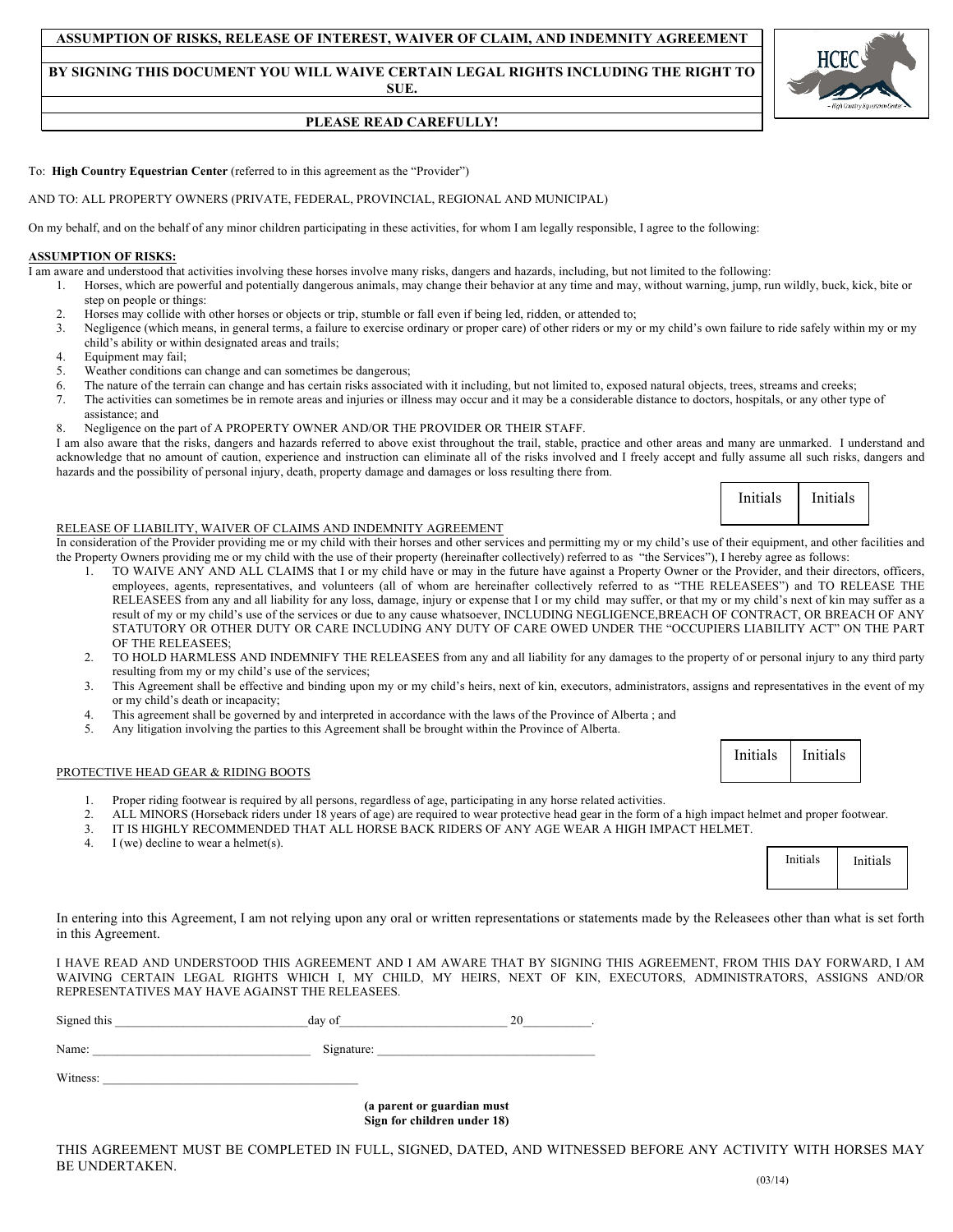**ASSUMPTION OF RISKS, RELEASE OF INTEREST, WAIVER OF CLAIM, AND INDEMNITY AGREEMENT**

**BY SIGNING THIS DOCUMENT YOU WILL WAIVE CERTAIN LEGAL RIGHTS INCLUDING THE RIGHT TO SUE.**

**PLEASE READ CAREFULLY!**

HCEC – High Country Equestrian Center

To: **High Country Equestrian Center** (referred to in this agreement as the "Provider")

AND TO: ALL PROPERTY OWNERS (PRIVATE, FEDERAL, PROVINCIAL, REGIONAL AND MUNICIPAL)

On my behalf, and on the behalf of any minor children participating in these activities, for whom I am legally responsible, I agree to the following:

**ASSUMPTION OF RISKS:**

I am aware and understood that activities involving these horses involve many risks, dangers and hazards, including, but not limited to the following:

1. Horses, which are powerful and potentially dangerous animals, may change their behavior at any time and may, without warning, jump, run wildly, buck, kick, bite or step on people or things:
2. Horses may collide with other horses or objects or trip, stumble or fall even if being led, ridden, or attended to;
3. Negligence (which means, in general terms, a failure to exercise ordinary or proper care) of other riders or my or my child's own failure to ride safely within my or my child's ability or within designated areas and trails;
4. Equipment may fail;
5. Weather conditions can change and can sometimes be dangerous;
6. The nature of the terrain can change and has certain risks associated with it including, but not limited to, exposed natural objects, trees, streams and creeks;
7. The activities can sometimes be in remote areas and injuries or illness may occur and it may be a considerable distance to doctors, hospitals, or any other type of assistance; and
8. Negligence on the part of A PROPERTY OWNER AND/OR THE PROVIDER OR THEIR STAFF.

I am also aware that the risks, dangers and hazards referred to above exist throughout the trail, stable, practice and other areas and many are unmarked. I understand and acknowledge that no amount of caution, experience and instruction can eliminate all of the risks involved and I freely accept and fully assume all such risks, dangers and hazards and the possibility of personal injury, death, property damage and damages or loss resulting there from.

| Initials | Initials |
|---|---|
| | |

RELEASE OF LIABILITY, WAIVER OF CLAIMS AND INDEMNITY AGREEMENT

In consideration of the Provider providing me or my child with their horses and other services and permitting my or my child's use of their equipment, and other facilities and the Property Owners providing me or my child with the use of their property (hereinafter collectively) referred to as "the Services"), I hereby agree as follows:

1. TO WAIVE ANY AND ALL CLAIMS that I or my child have or may in the future have against a Property Owner or the Provider, and their directors, officers, employees, agents, representatives, and volunteers (all of whom are hereinafter collectively referred to as "THE RELEASEES") and TO RELEASE THE RELEASEES from any and all liability for any loss, damage, injury or expense that I or my child may suffer, or that my or my child's next of kin may suffer as a result of my or my child's use of the services or due to any cause whatsoever, INCLUDING NEGLIGENCE,BREACH OF CONTRACT, OR BREACH OF ANY STATUTORY OR OTHER DUTY OR CARE INCLUDING ANY DUTY OF CARE OWED UNDER THE "OCCUPIERS LIABILITY ACT" ON THE PART OF THE RELEASEES;
2. TO HOLD HARMLESS AND INDEMNIFY THE RELEASEES from any and all liability for any damages to the property of or personal injury to any third party resulting from my or my child's use of the services;
3. This Agreement shall be effective and binding upon my or my child's heirs, next of kin, executors, administrators, assigns and representatives in the event of my or my child's death or incapacity;
4. This agreement shall be governed by and interpreted in accordance with the laws of the Province of Alberta ; and
5. Any litigation involving the parties to this Agreement shall be brought within the Province of Alberta.

| Initials | Initials |
|---|---|
| | |

PROTECTIVE HEAD GEAR & RIDING BOOTS

1. Proper riding footwear is required by all persons, regardless of age, participating in any horse related activities.
2. ALL MINORS (Horseback riders under 18 years of age) are required to wear protective head gear in the form of a high impact helmet and proper footwear.
3. IT IS HIGHLY RECOMMENDED THAT ALL HORSE BACK RIDERS OF ANY AGE WEAR A HIGH IMPACT HELMET.
4. I (we) decline to wear a helmet(s).

| Initials | Initials |
|---|---|
| | |

In entering into this Agreement, I am not relying upon any oral or written representations or statements made by the Releasees other than what is set forth in this Agreement.

I HAVE READ AND UNDERSTOOD THIS AGREEMENT AND I AM AWARE THAT BY SIGNING THIS AGREEMENT, FROM THIS DAY FORWARD, I AM WAIVING CERTAIN LEGAL RIGHTS WHICH I, MY CHILD, MY HEIRS, NEXT OF KIN, EXECUTORS, ADMINISTRATORS, ASSIGNS AND/OR REPRESENTATIVES MAY HAVE AGAINST THE RELEASEES.

Signed this ______________________________day of__________________________ 20__________.

Name: ___________________________________ Signature: ___________________________________

Witness: _________________________________________

**(a parent or guardian must Sign for children under 18)**

THIS AGREEMENT MUST BE COMPLETED IN FULL, SIGNED, DATED, AND WITNESSED BEFORE ANY ACTIVITY WITH HORSES MAY BE UNDERTAKEN.

(03/14)